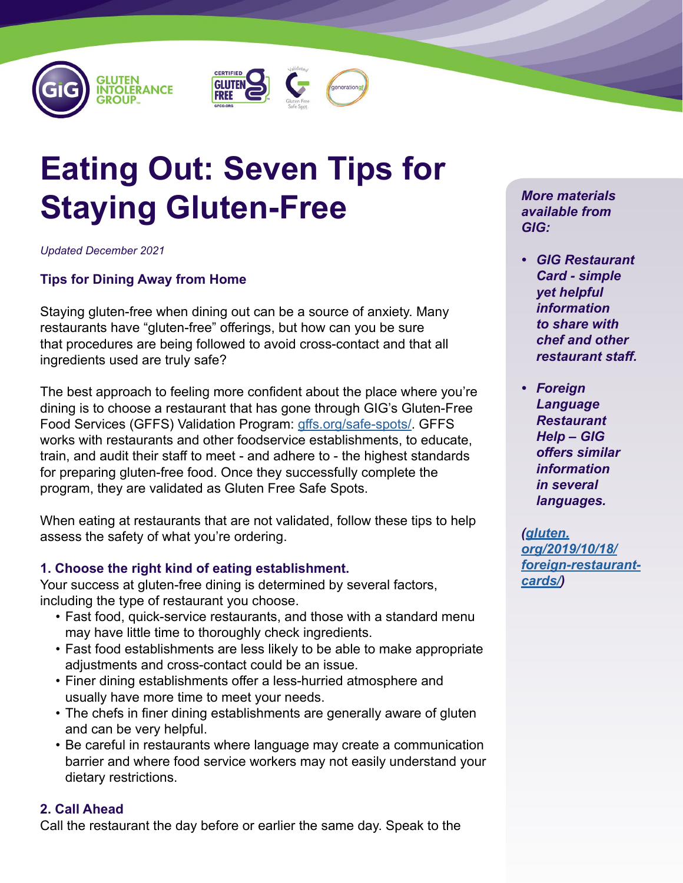# Eating Out: Seven Tips for Staying Gluten-Free

*Updated December 2021*

## Tips for Dining Away from Home

Staying gluten-free when dining out can be a source of anxiety. Many restaurants have "gluten-free" offerings, but how can you be sure that procedures are being followed to avoid cross-contact and that all ingredients used are truly safe?

The best approach to feeling more confident about the place where you're dining is to choose a restaurant that has gone through GIG's Gluten-Free Food Services (GFFS) Validation Program: [gffs.org/safe-spots/](gffs.org/safe-spots/). GFFS works with restaurants and other foodservice establishments, to educate, train, and audit their staff to meet - and adhere to - the highest standards for preparing gluten-free food. Once they successfully complete the program, they are validated as Gluten Free Safe Spots.

When eating at restaurants that are not validated, follow these tips to help assess the safety of what you're ordering.

### 1. Choose the right kind of eating establishment.

Your success at gluten-free dining is determined by several factors, including the type of restaurant you choose.

- Fast food, quick-service restaurants, and those with a standard menu may have little time to thoroughly check ingredients.
- Fast food establishments are less likely to be able to make appropriate adjustments and cross-contact could be an issue.
- Finer dining establishments offer a less-hurried atmosphere and usually have more time to meet your needs.
- The chefs in finer dining establishments are generally aware of gluten and can be very helpful.
- Be careful in restaurants where language may create a communication barrier and where food service workers may not easily understand your dietary restrictions.

### 2. Call Ahead

Call the restaurant the day before or earlier the same day. Speak to the

***More materials available from GIG:***

- ***GIG Restaurant Card - simple yet helpful information to share with chef and other restaurant staff.***
- ***Foreign Language Restaurant Help – GIG offers similar information in several languages.***

***([gluten.org/2019/10/18/foreign-restaurant-cards/](gluten.org/2019/10/18/foreign-restaurant-cards/))***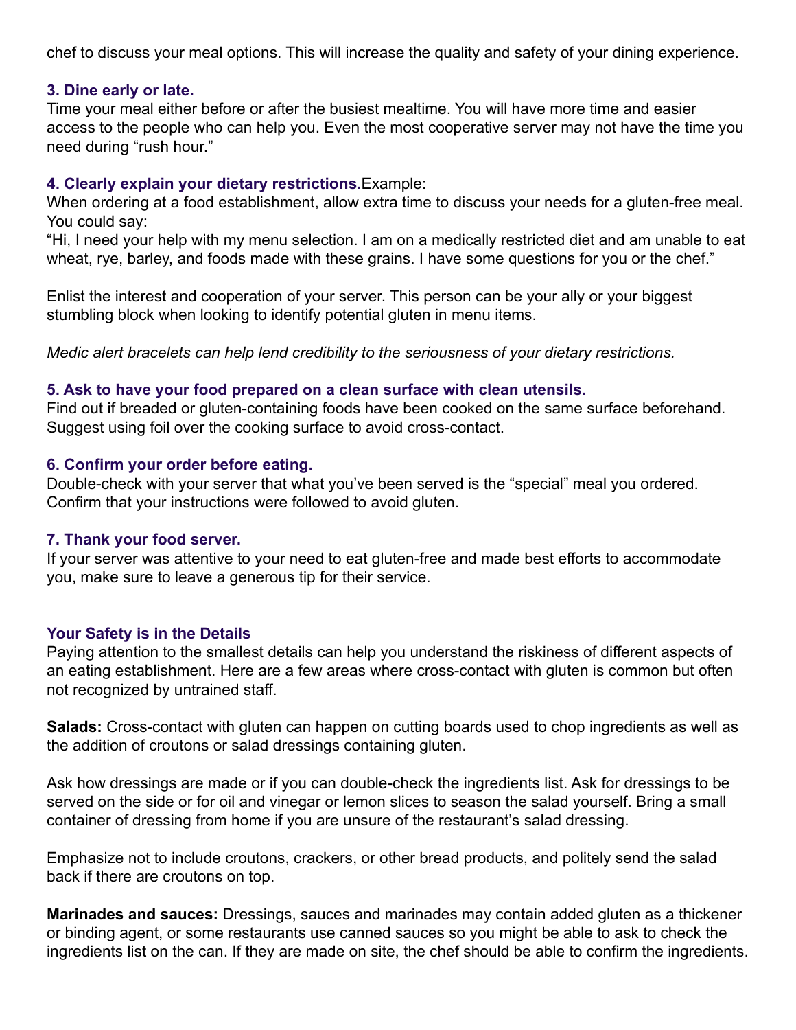chef to discuss your meal options. This will increase the quality and safety of your dining experience.

### 3. Dine early or late.

Time your meal either before or after the busiest mealtime. You will have more time and easier access to the people who can help you. Even the most cooperative server may not have the time you need during "rush hour."

### 4. Clearly explain your dietary restrictions.

Example:

When ordering at a food establishment, allow extra time to discuss your needs for a gluten-free meal. You could say:

"Hi, I need your help with my menu selection. I am on a medically restricted diet and am unable to eat wheat, rye, barley, and foods made with these grains. I have some questions for you or the chef."

Enlist the interest and cooperation of your server. This person can be your ally or your biggest stumbling block when looking to identify potential gluten in menu items.

*Medic alert bracelets can help lend credibility to the seriousness of your dietary restrictions.*

### 5. Ask to have your food prepared on a clean surface with clean utensils.

Find out if breaded or gluten-containing foods have been cooked on the same surface beforehand. Suggest using foil over the cooking surface to avoid cross-contact.

### 6. Confirm your order before eating.

Double-check with your server that what you've been served is the "special" meal you ordered. Confirm that your instructions were followed to avoid gluten.

### 7. Thank your food server.

If your server was attentive to your need to eat gluten-free and made best efforts to accommodate you, make sure to leave a generous tip for their service.

## Your Safety is in the Details

Paying attention to the smallest details can help you understand the riskiness of different aspects of an eating establishment. Here are a few areas where cross-contact with gluten is common but often not recognized by untrained staff.

**Salads:** Cross-contact with gluten can happen on cutting boards used to chop ingredients as well as the addition of croutons or salad dressings containing gluten.

Ask how dressings are made or if you can double-check the ingredients list. Ask for dressings to be served on the side or for oil and vinegar or lemon slices to season the salad yourself. Bring a small container of dressing from home if you are unsure of the restaurant's salad dressing.

Emphasize not to include croutons, crackers, or other bread products, and politely send the salad back if there are croutons on top.

**Marinades and sauces:** Dressings, sauces and marinades may contain added gluten as a thickener or binding agent, or some restaurants use canned sauces so you might be able to ask to check the ingredients list on the can. If they are made on site, the chef should be able to confirm the ingredients.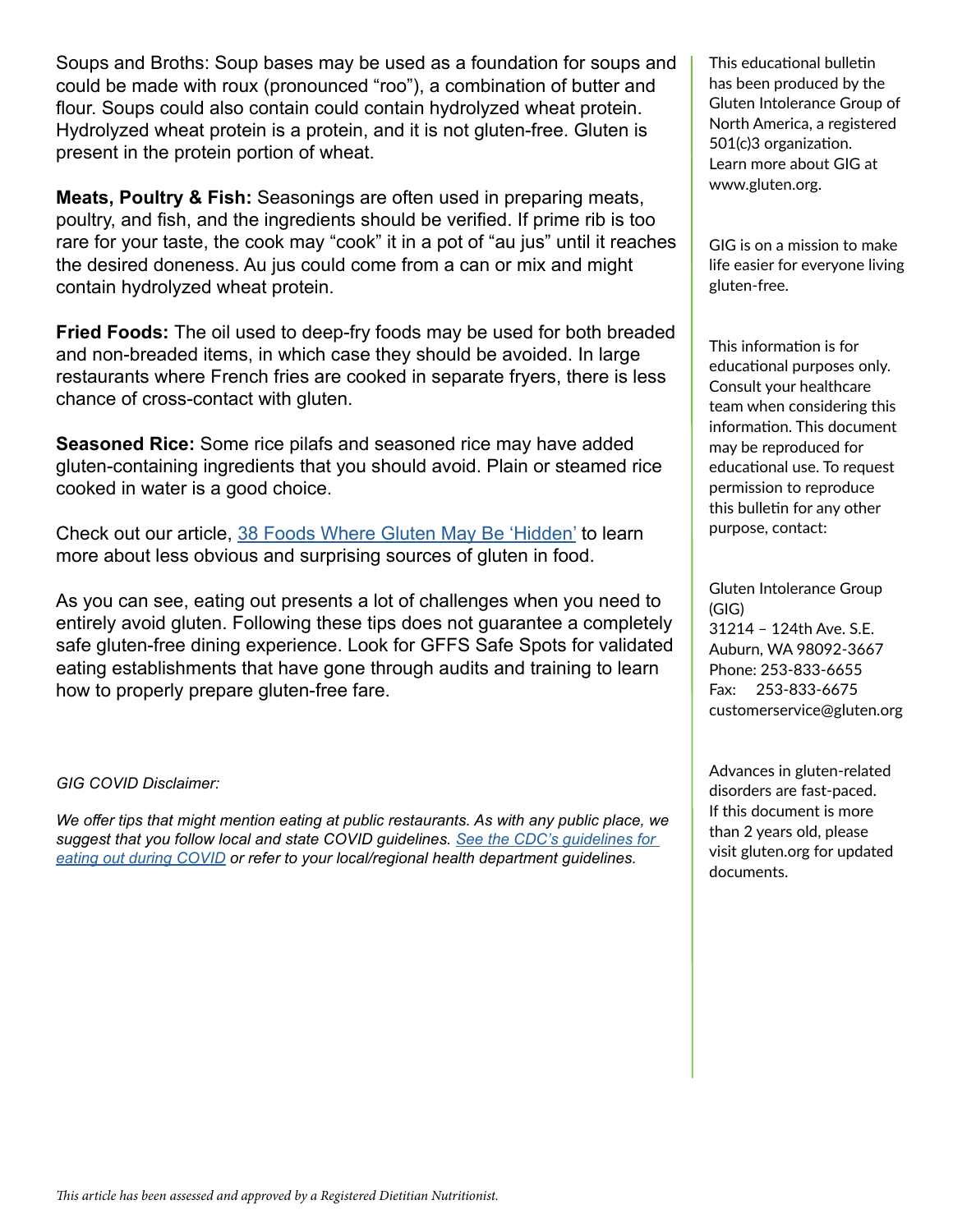Soups and Broths: Soup bases may be used as a foundation for soups and could be made with roux (pronounced "roo"), a combination of butter and flour. Soups could also contain could contain hydrolyzed wheat protein. Hydrolyzed wheat protein is a protein, and it is not gluten-free. Gluten is present in the protein portion of wheat.

**Meats, Poultry & Fish:** Seasonings are often used in preparing meats, poultry, and fish, and the ingredients should be verified. If prime rib is too rare for your taste, the cook may "cook" it in a pot of "au jus" until it reaches the desired doneness. Au jus could come from a can or mix and might contain hydrolyzed wheat protein.

**Fried Foods:** The oil used to deep-fry foods may be used for both breaded and non-breaded items, in which case they should be avoided. In large restaurants where French fries are cooked in separate fryers, there is less chance of cross-contact with gluten.

**Seasoned Rice:** Some rice pilafs and seasoned rice may have added gluten-containing ingredients that you should avoid. Plain or steamed rice cooked in water is a good choice.

Check out our article, [38 Foods Where Gluten May Be 'Hidden'] to learn more about less obvious and surprising sources of gluten in food.

As you can see, eating out presents a lot of challenges when you need to entirely avoid gluten. Following these tips does not guarantee a completely safe gluten-free dining experience. Look for GFFS Safe Spots for validated eating establishments that have gone through audits and training to learn how to properly prepare gluten-free fare.

*GIG COVID Disclaimer:*

*We offer tips that might mention eating at public restaurants. As with any public place, we suggest that you follow local and state COVID guidelines. See the CDC's guidelines for eating out during COVID or refer to your local/regional health department guidelines.*

This educational bulletin has been produced by the Gluten Intolerance Group of North America, a registered 501(c)3 organization. Learn more about GIG at www.gluten.org.

GIG is on a mission to make life easier for everyone living gluten-free.

This information is for educational purposes only. Consult your healthcare team when considering this information. This document may be reproduced for educational use. To request permission to reproduce this bulletin for any other purpose, contact:

Gluten Intolerance Group (GIG)
31214 – 124th Ave. S.E.
Auburn, WA 98092-3667
Phone: 253-833-6655
Fax: 253-833-6675
customerservice@gluten.org

Advances in gluten-related disorders are fast-paced. If this document is more than 2 years old, please visit gluten.org for updated documents.

*This article has been assessed and approved by a Registered Dietitian Nutritionist.*